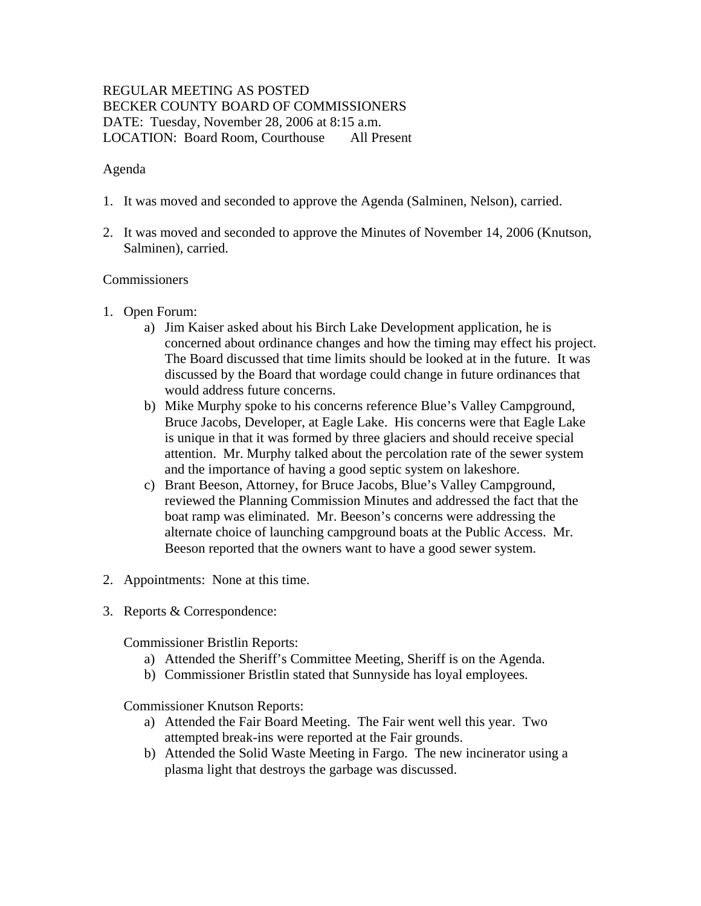REGULAR MEETING AS POSTED
BECKER COUNTY BOARD OF COMMISSIONERS
DATE: Tuesday, November 28, 2006 at 8:15 a.m.
LOCATION: Board Room, Courthouse All Present

Agenda

1. It was moved and seconded to approve the Agenda (Salminen, Nelson), carried.

2. It was moved and seconded to approve the Minutes of November 14, 2006 (Knutson, Salminen), carried.

Commissioners

1. Open Forum:
   a) Jim Kaiser asked about his Birch Lake Development application, he is concerned about ordinance changes and how the timing may effect his project. The Board discussed that time limits should be looked at in the future. It was discussed by the Board that wordage could change in future ordinances that would address future concerns.
   b) Mike Murphy spoke to his concerns reference Blue's Valley Campground, Bruce Jacobs, Developer, at Eagle Lake. His concerns were that Eagle Lake is unique in that it was formed by three glaciers and should receive special attention. Mr. Murphy talked about the percolation rate of the sewer system and the importance of having a good septic system on lakeshore.
   c) Brant Beeson, Attorney, for Bruce Jacobs, Blue's Valley Campground, reviewed the Planning Commission Minutes and addressed the fact that the boat ramp was eliminated. Mr. Beeson's concerns were addressing the alternate choice of launching campground boats at the Public Access. Mr. Beeson reported that the owners want to have a good sewer system.

2. Appointments: None at this time.

3. Reports & Correspondence:

   Commissioner Bristlin Reports:
   a) Attended the Sheriff's Committee Meeting, Sheriff is on the Agenda.
   b) Commissioner Bristlin stated that Sunnyside has loyal employees.

   Commissioner Knutson Reports:
   a) Attended the Fair Board Meeting. The Fair went well this year. Two attempted break-ins were reported at the Fair grounds.
   b) Attended the Solid Waste Meeting in Fargo. The new incinerator using a plasma light that destroys the garbage was discussed.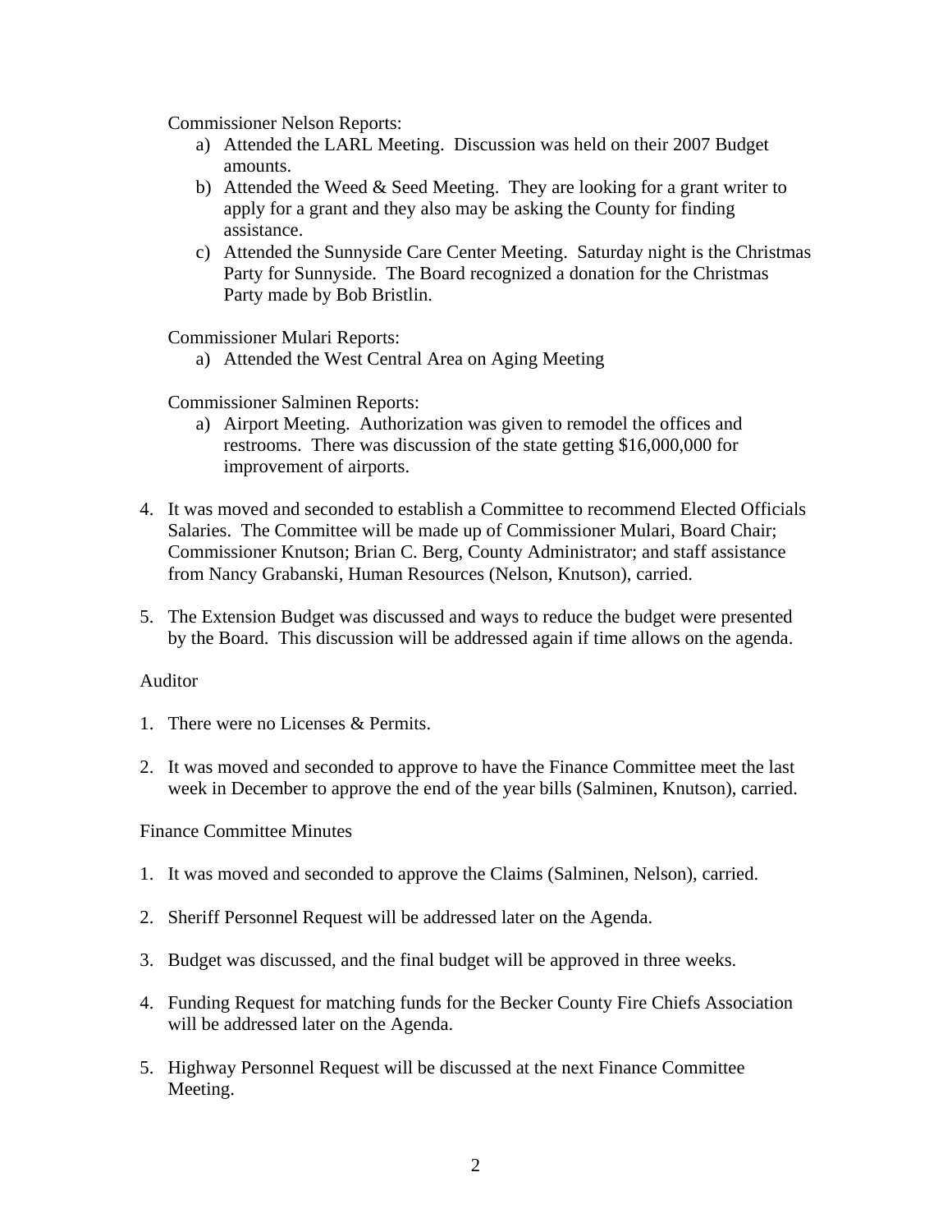Commissioner Nelson Reports:

a) Attended the LARL Meeting. Discussion was held on their 2007 Budget amounts.
b) Attended the Weed & Seed Meeting. They are looking for a grant writer to apply for a grant and they also may be asking the County for finding assistance.
c) Attended the Sunnyside Care Center Meeting. Saturday night is the Christmas Party for Sunnyside. The Board recognized a donation for the Christmas Party made by Bob Bristlin.

Commissioner Mulari Reports:

a) Attended the West Central Area on Aging Meeting

Commissioner Salminen Reports:

a) Airport Meeting. Authorization was given to remodel the offices and restrooms. There was discussion of the state getting $16,000,000 for improvement of airports.

4. It was moved and seconded to establish a Committee to recommend Elected Officials Salaries. The Committee will be made up of Commissioner Mulari, Board Chair; Commissioner Knutson; Brian C. Berg, County Administrator; and staff assistance from Nancy Grabanski, Human Resources (Nelson, Knutson), carried.

5. The Extension Budget was discussed and ways to reduce the budget were presented by the Board. This discussion will be addressed again if time allows on the agenda.

Auditor

1. There were no Licenses & Permits.

2. It was moved and seconded to approve to have the Finance Committee meet the last week in December to approve the end of the year bills (Salminen, Knutson), carried.

Finance Committee Minutes

1. It was moved and seconded to approve the Claims (Salminen, Nelson), carried.

2. Sheriff Personnel Request will be addressed later on the Agenda.

3. Budget was discussed, and the final budget will be approved in three weeks.

4. Funding Request for matching funds for the Becker County Fire Chiefs Association will be addressed later on the Agenda.

5. Highway Personnel Request will be discussed at the next Finance Committee Meeting.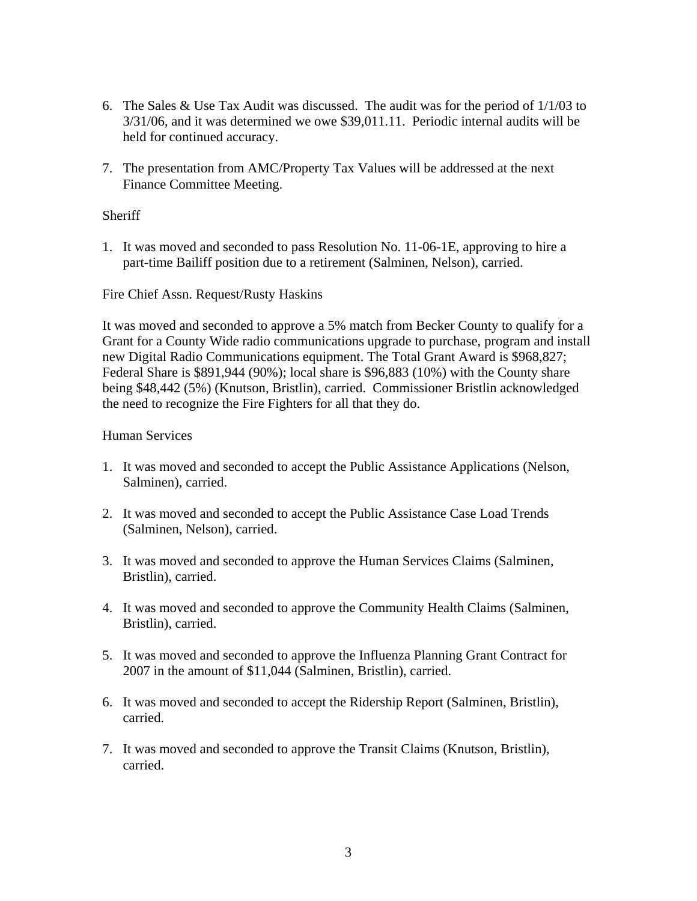6. The Sales & Use Tax Audit was discussed. The audit was for the period of 1/1/03 to 3/31/06, and it was determined we owe $39,011.11. Periodic internal audits will be held for continued accuracy.

7. The presentation from AMC/Property Tax Values will be addressed at the next Finance Committee Meeting.

Sheriff

1. It was moved and seconded to pass Resolution No. 11-06-1E, approving to hire a part-time Bailiff position due to a retirement (Salminen, Nelson), carried.

Fire Chief Assn. Request/Rusty Haskins

It was moved and seconded to approve a 5% match from Becker County to qualify for a Grant for a County Wide radio communications upgrade to purchase, program and install new Digital Radio Communications equipment. The Total Grant Award is $968,827; Federal Share is $891,944 (90%); local share is $96,883 (10%) with the County share being $48,442 (5%) (Knutson, Bristlin), carried. Commissioner Bristlin acknowledged the need to recognize the Fire Fighters for all that they do.

Human Services

1. It was moved and seconded to accept the Public Assistance Applications (Nelson, Salminen), carried.

2. It was moved and seconded to accept the Public Assistance Case Load Trends (Salminen, Nelson), carried.

3. It was moved and seconded to approve the Human Services Claims (Salminen, Bristlin), carried.

4. It was moved and seconded to approve the Community Health Claims (Salminen, Bristlin), carried.

5. It was moved and seconded to approve the Influenza Planning Grant Contract for 2007 in the amount of $11,044 (Salminen, Bristlin), carried.

6. It was moved and seconded to accept the Ridership Report (Salminen, Bristlin), carried.

7. It was moved and seconded to approve the Transit Claims (Knutson, Bristlin), carried.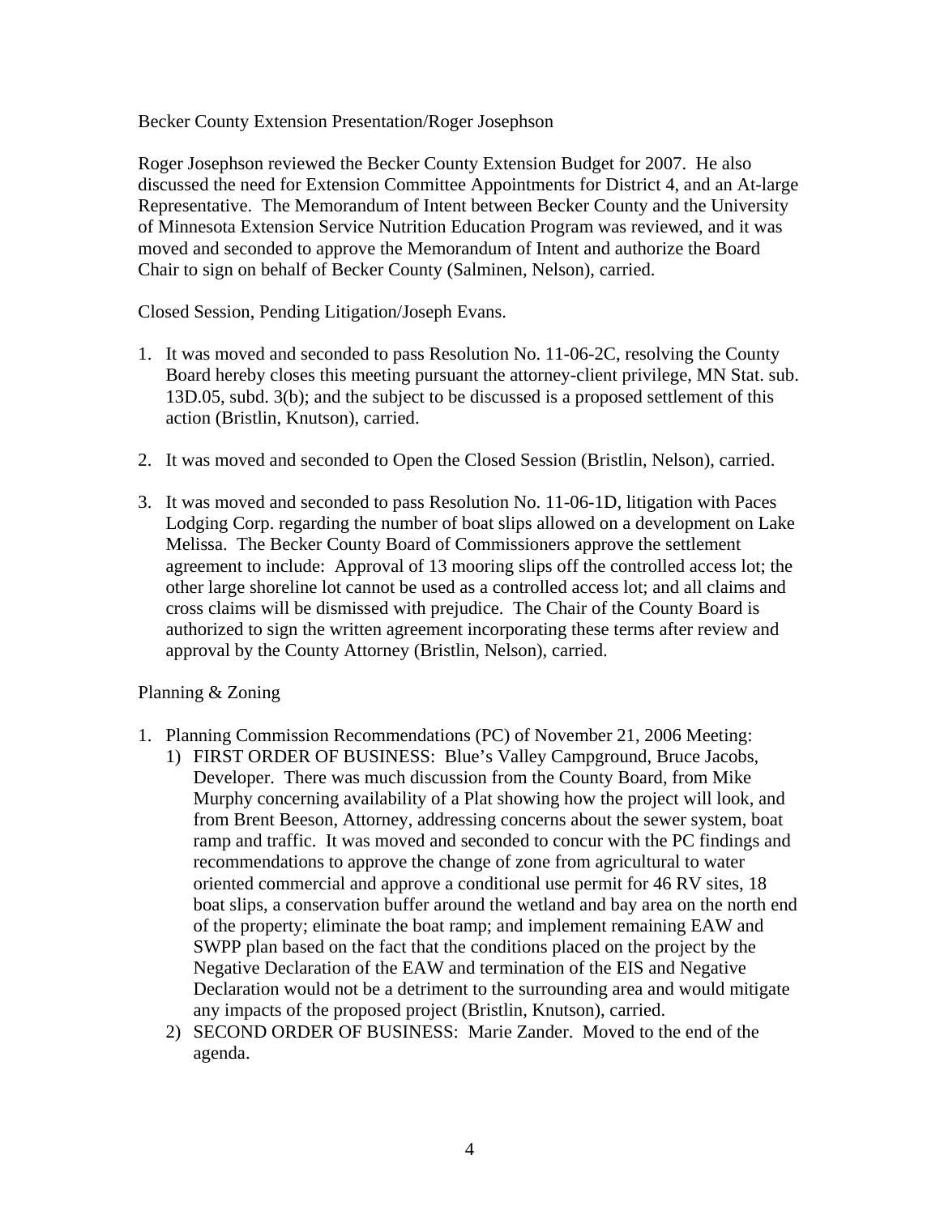Becker County Extension Presentation/Roger Josephson

Roger Josephson reviewed the Becker County Extension Budget for 2007. He also discussed the need for Extension Committee Appointments for District 4, and an At-large Representative. The Memorandum of Intent between Becker County and the University of Minnesota Extension Service Nutrition Education Program was reviewed, and it was moved and seconded to approve the Memorandum of Intent and authorize the Board Chair to sign on behalf of Becker County (Salminen, Nelson), carried.

Closed Session, Pending Litigation/Joseph Evans.

1. It was moved and seconded to pass Resolution No. 11-06-2C, resolving the County Board hereby closes this meeting pursuant the attorney-client privilege, MN Stat. sub. 13D.05, subd. 3(b); and the subject to be discussed is a proposed settlement of this action (Bristlin, Knutson), carried.

2. It was moved and seconded to Open the Closed Session (Bristlin, Nelson), carried.

3. It was moved and seconded to pass Resolution No. 11-06-1D, litigation with Paces Lodging Corp. regarding the number of boat slips allowed on a development on Lake Melissa. The Becker County Board of Commissioners approve the settlement agreement to include: Approval of 13 mooring slips off the controlled access lot; the other large shoreline lot cannot be used as a controlled access lot; and all claims and cross claims will be dismissed with prejudice. The Chair of the County Board is authorized to sign the written agreement incorporating these terms after review and approval by the County Attorney (Bristlin, Nelson), carried.

Planning & Zoning

1. Planning Commission Recommendations (PC) of November 21, 2006 Meeting:
   1) FIRST ORDER OF BUSINESS: Blue's Valley Campground, Bruce Jacobs, Developer. There was much discussion from the County Board, from Mike Murphy concerning availability of a Plat showing how the project will look, and from Brent Beeson, Attorney, addressing concerns about the sewer system, boat ramp and traffic. It was moved and seconded to concur with the PC findings and recommendations to approve the change of zone from agricultural to water oriented commercial and approve a conditional use permit for 46 RV sites, 18 boat slips, a conservation buffer around the wetland and bay area on the north end of the property; eliminate the boat ramp; and implement remaining EAW and SWPP plan based on the fact that the conditions placed on the project by the Negative Declaration of the EAW and termination of the EIS and Negative Declaration would not be a detriment to the surrounding area and would mitigate any impacts of the proposed project (Bristlin, Knutson), carried.
   2) SECOND ORDER OF BUSINESS: Marie Zander. Moved to the end of the agenda.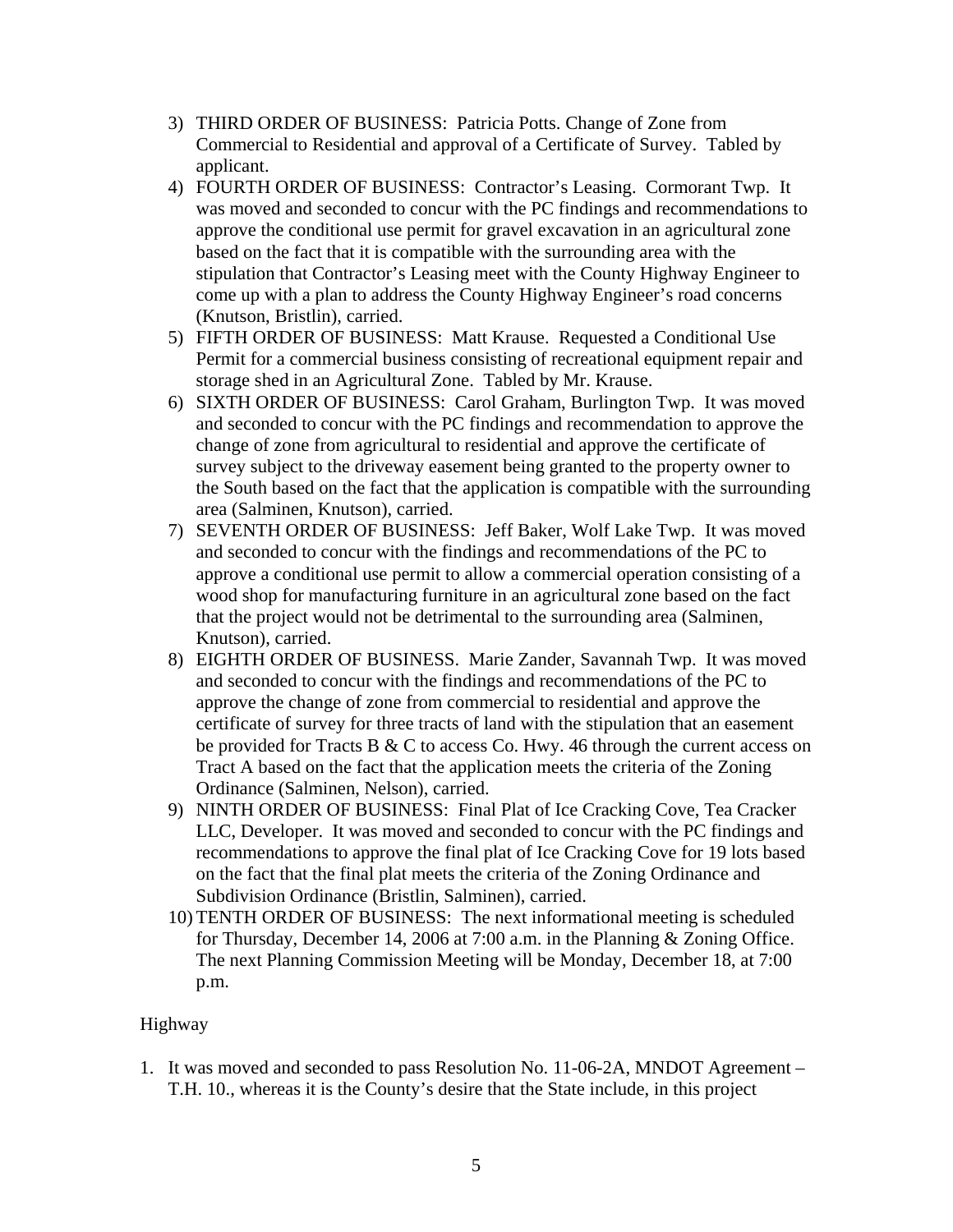3) THIRD ORDER OF BUSINESS: Patricia Potts. Change of Zone from Commercial to Residential and approval of a Certificate of Survey. Tabled by applicant.
4) FOURTH ORDER OF BUSINESS: Contractor's Leasing. Cormorant Twp. It was moved and seconded to concur with the PC findings and recommendations to approve the conditional use permit for gravel excavation in an agricultural zone based on the fact that it is compatible with the surrounding area with the stipulation that Contractor's Leasing meet with the County Highway Engineer to come up with a plan to address the County Highway Engineer's road concerns (Knutson, Bristlin), carried.
5) FIFTH ORDER OF BUSINESS: Matt Krause. Requested a Conditional Use Permit for a commercial business consisting of recreational equipment repair and storage shed in an Agricultural Zone. Tabled by Mr. Krause.
6) SIXTH ORDER OF BUSINESS: Carol Graham, Burlington Twp. It was moved and seconded to concur with the PC findings and recommendation to approve the change of zone from agricultural to residential and approve the certificate of survey subject to the driveway easement being granted to the property owner to the South based on the fact that the application is compatible with the surrounding area (Salminen, Knutson), carried.
7) SEVENTH ORDER OF BUSINESS: Jeff Baker, Wolf Lake Twp. It was moved and seconded to concur with the findings and recommendations of the PC to approve a conditional use permit to allow a commercial operation consisting of a wood shop for manufacturing furniture in an agricultural zone based on the fact that the project would not be detrimental to the surrounding area (Salminen, Knutson), carried.
8) EIGHTH ORDER OF BUSINESS. Marie Zander, Savannah Twp. It was moved and seconded to concur with the findings and recommendations of the PC to approve the change of zone from commercial to residential and approve the certificate of survey for three tracts of land with the stipulation that an easement be provided for Tracts B & C to access Co. Hwy. 46 through the current access on Tract A based on the fact that the application meets the criteria of the Zoning Ordinance (Salminen, Nelson), carried.
9) NINTH ORDER OF BUSINESS: Final Plat of Ice Cracking Cove, Tea Cracker LLC, Developer. It was moved and seconded to concur with the PC findings and recommendations to approve the final plat of Ice Cracking Cove for 19 lots based on the fact that the final plat meets the criteria of the Zoning Ordinance and Subdivision Ordinance (Bristlin, Salminen), carried.
10) TENTH ORDER OF BUSINESS: The next informational meeting is scheduled for Thursday, December 14, 2006 at 7:00 a.m. in the Planning & Zoning Office. The next Planning Commission Meeting will be Monday, December 18, at 7:00 p.m.

Highway

1. It was moved and seconded to pass Resolution No. 11-06-2A, MNDOT Agreement – T.H. 10., whereas it is the County's desire that the State include, in this project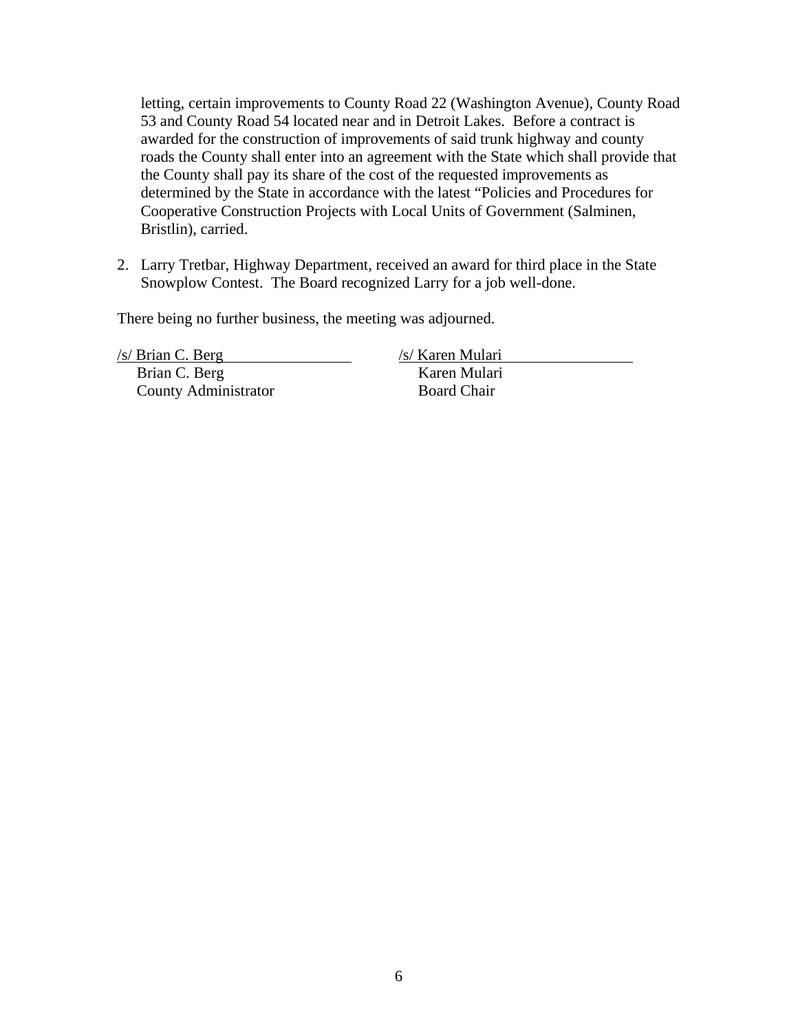letting, certain improvements to County Road 22 (Washington Avenue), County Road 53 and County Road 54 located near and in Detroit Lakes. Before a contract is awarded for the construction of improvements of said trunk highway and county roads the County shall enter into an agreement with the State which shall provide that the County shall pay its share of the cost of the requested improvements as determined by the State in accordance with the latest "Policies and Procedures for Cooperative Construction Projects with Local Units of Government (Salminen, Bristlin), carried.

2. Larry Tretbar, Highway Department, received an award for third place in the State Snowplow Contest. The Board recognized Larry for a job well-done.

There being no further business, the meeting was adjourned.

/s/ Brian C. Berg
Brian C. Berg
County Administrator

/s/ Karen Mulari
Karen Mulari
Board Chair